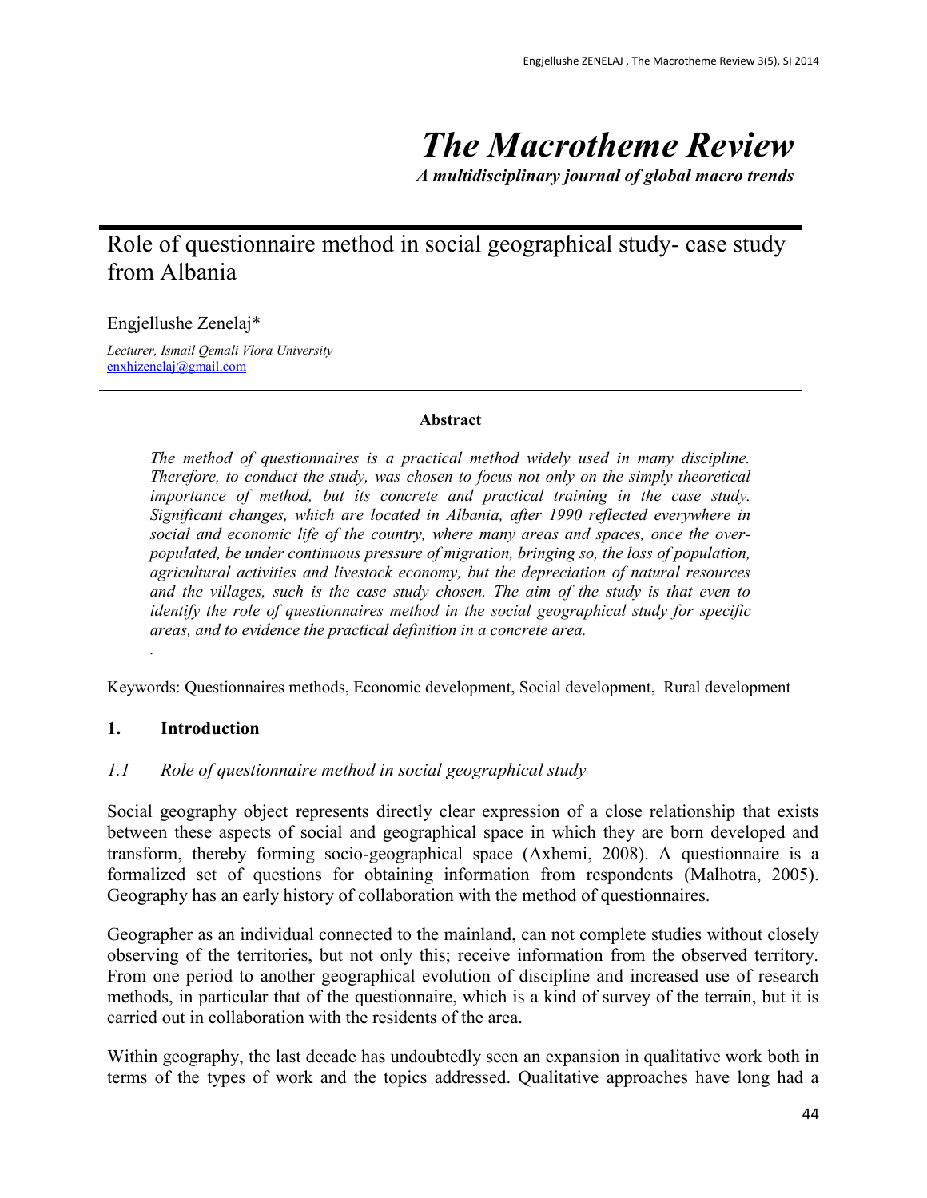# *The Macrotheme Review*

***A multidisciplinary journal of global macro trends***

## Role of questionnaire method in social geographical study- case study from Albania

Engjellushe Zenelaj*

*Lecturer, Ismail Qemali Vlora University*
enxhizenelaj@gmail.com

**Abstract**

*The method of questionnaires is a practical method widely used in many discipline. Therefore, to conduct the study, was chosen to focus not only on the simply theoretical importance of method, but its concrete and practical training in the case study. Significant changes, which are located in Albania, after 1990 reflected everywhere in social and economic life of the country, where many areas and spaces, once the over-populated, be under continuous pressure of migration, bringing so, the loss of population, agricultural activities and livestock economy, but the depreciation of natural resources and the villages, such is the case study chosen. The aim of the study is that even to identify the role of questionnaires method in the social geographical study for specific areas, and to evidence the practical definition in a concrete area.*

Keywords: Questionnaires methods, Economic development, Social development, Rural development

### 1. Introduction

#### *1.1 Role of questionnaire method in social geographical study*

Social geography object represents directly clear expression of a close relationship that exists between these aspects of social and geographical space in which they are born developed and transform, thereby forming socio-geographical space (Axhemi, 2008). A questionnaire is a formalized set of questions for obtaining information from respondents (Malhotra, 2005). Geography has an early history of collaboration with the method of questionnaires.

Geographer as an individual connected to the mainland, can not complete studies without closely observing of the territories, but not only this; receive information from the observed territory. From one period to another geographical evolution of discipline and increased use of research methods, in particular that of the questionnaire, which is a kind of survey of the terrain, but it is carried out in collaboration with the residents of the area.

Within geography, the last decade has undoubtedly seen an expansion in qualitative work both in terms of the types of work and the topics addressed. Qualitative approaches have long had a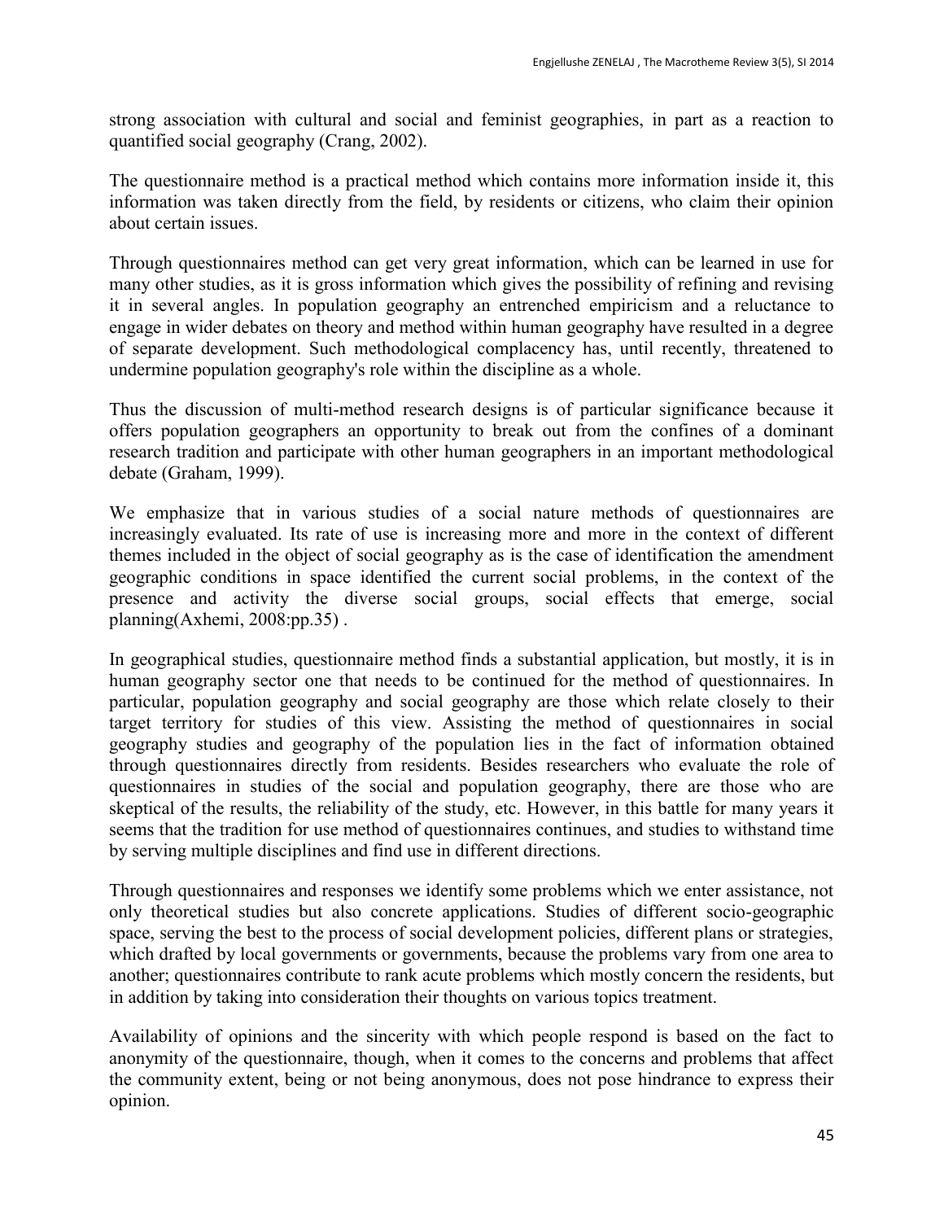strong association with cultural and social and feminist geographies, in part as a reaction to quantified social geography (Crang, 2002).

The questionnaire method is a practical method which contains more information inside it, this information was taken directly from the field, by residents or citizens, who claim their opinion about certain issues.

Through questionnaires method can get very great information, which can be learned in use for many other studies, as it is gross information which gives the possibility of refining and revising it in several angles. In population geography an entrenched empiricism and a reluctance to engage in wider debates on theory and method within human geography have resulted in a degree of separate development. Such methodological complacency has, until recently, threatened to undermine population geography's role within the discipline as a whole.

Thus the discussion of multi-method research designs is of particular significance because it offers population geographers an opportunity to break out from the confines of a dominant research tradition and participate with other human geographers in an important methodological debate (Graham, 1999).

We emphasize that in various studies of a social nature methods of questionnaires are increasingly evaluated. Its rate of use is increasing more and more in the context of different themes included in the object of social geography as is the case of identification the amendment geographic conditions in space identified the current social problems, in the context of the presence and activity the diverse social groups, social effects that emerge, social planning(Axhemi, 2008:pp.35) .

In geographical studies, questionnaire method finds a substantial application, but mostly, it is in human geography sector one that needs to be continued for the method of questionnaires. In particular, population geography and social geography are those which relate closely to their target territory for studies of this view. Assisting the method of questionnaires in social geography studies and geography of the population lies in the fact of information obtained through questionnaires directly from residents. Besides researchers who evaluate the role of questionnaires in studies of the social and population geography, there are those who are skeptical of the results, the reliability of the study, etc. However, in this battle for many years it seems that the tradition for use method of questionnaires continues, and studies to withstand time by serving multiple disciplines and find use in different directions.

Through questionnaires and responses we identify some problems which we enter assistance, not only theoretical studies but also concrete applications. Studies of different socio-geographic space, serving the best to the process of social development policies, different plans or strategies, which drafted by local governments or governments, because the problems vary from one area to another; questionnaires contribute to rank acute problems which mostly concern the residents, but in addition by taking into consideration their thoughts on various topics treatment.

Availability of opinions and the sincerity with which people respond is based on the fact to anonymity of the questionnaire, though, when it comes to the concerns and problems that affect the community extent, being or not being anonymous, does not pose hindrance to express their opinion.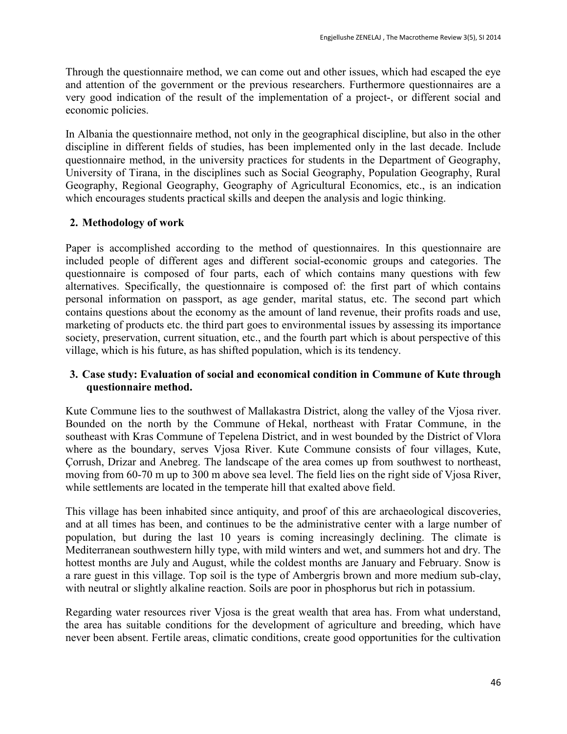Through the questionnaire method, we can come out and other issues, which had escaped the eye and attention of the government or the previous researchers. Furthermore questionnaires are a very good indication of the result of the implementation of a project-, or different social and economic policies.

In Albania the questionnaire method, not only in the geographical discipline, but also in the other discipline in different fields of studies, has been implemented only in the last decade. Include questionnaire method, in the university practices for students in the Department of Geography, University of Tirana, in the disciplines such as Social Geography, Population Geography, Rural Geography, Regional Geography, Geography of Agricultural Economics, etc., is an indication which encourages students practical skills and deepen the analysis and logic thinking.

## 2. Methodology of work

Paper is accomplished according to the method of questionnaires. In this questionnaire are included people of different ages and different social-economic groups and categories. The questionnaire is composed of four parts, each of which contains many questions with few alternatives. Specifically, the questionnaire is composed of: the first part of which contains personal information on passport, as age gender, marital status, etc. The second part which contains questions about the economy as the amount of land revenue, their profits roads and use, marketing of products etc. the third part goes to environmental issues by assessing its importance society, preservation, current situation, etc., and the fourth part which is about perspective of this village, which is his future, as has shifted population, which is its tendency.

## 3. Case study: Evaluation of social and economical condition in Commune of Kute through questionnaire method.

Kute Commune lies to the southwest of Mallakastra District, along the valley of the Vjosa river. Bounded on the north by the Commune of Hekal, northeast with Fratar Commune, in the southeast with Kras Commune of Tepelena District, and in west bounded by the District of Vlora where as the boundary, serves Vjosa River. Kute Commune consists of four villages, Kute, Çorrush, Drizar and Anebreg. The landscape of the area comes up from southwest to northeast, moving from 60-70 m up to 300 m above sea level. The field lies on the right side of Vjosa River, while settlements are located in the temperate hill that exalted above field.

This village has been inhabited since antiquity, and proof of this are archaeological discoveries, and at all times has been, and continues to be the administrative center with a large number of population, but during the last 10 years is coming increasingly declining. The climate is Mediterranean southwestern hilly type, with mild winters and wet, and summers hot and dry. The hottest months are July and August, while the coldest months are January and February. Snow is a rare guest in this village. Top soil is the type of Ambergris brown and more medium sub-clay, with neutral or slightly alkaline reaction. Soils are poor in phosphorus but rich in potassium.

Regarding water resources river Vjosa is the great wealth that area has. From what understand, the area has suitable conditions for the development of agriculture and breeding, which have never been absent. Fertile areas, climatic conditions, create good opportunities for the cultivation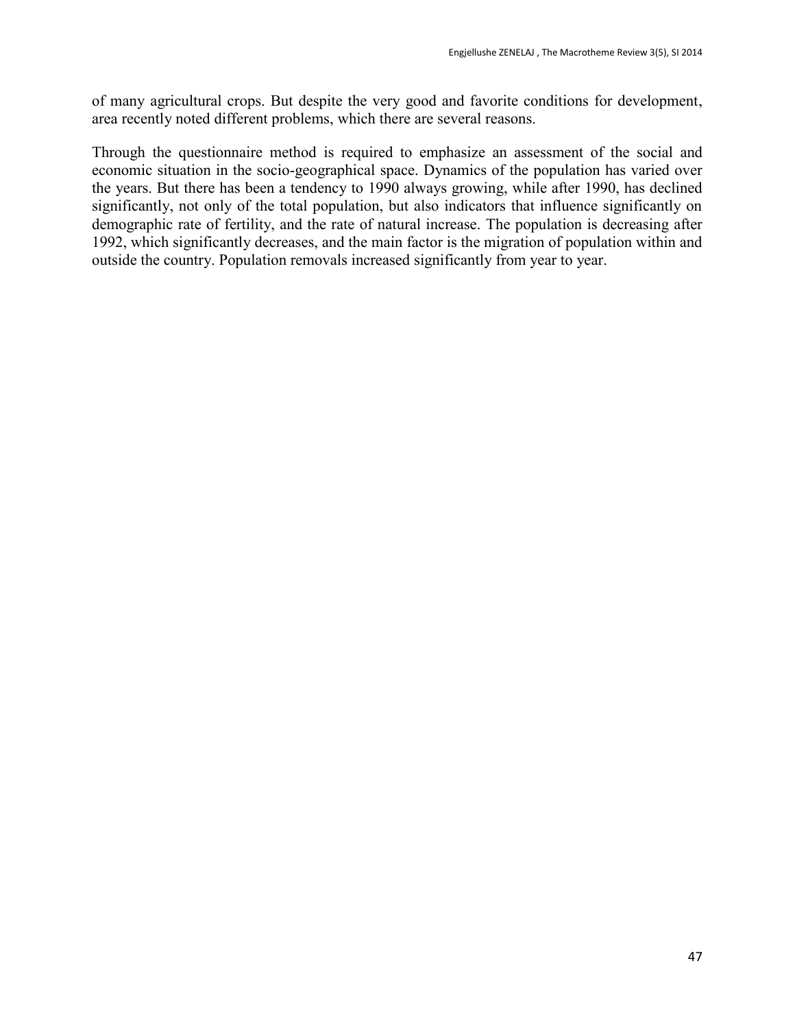of many agricultural crops. But despite the very good and favorite conditions for development, area recently noted different problems, which there are several reasons.

Through the questionnaire method is required to emphasize an assessment of the social and economic situation in the socio-geographical space. Dynamics of the population has varied over the years. But there has been a tendency to 1990 always growing, while after 1990, has declined significantly, not only of the total population, but also indicators that influence significantly on demographic rate of fertility, and the rate of natural increase. The population is decreasing after 1992, which significantly decreases, and the main factor is the migration of population within and outside the country. Population removals increased significantly from year to year.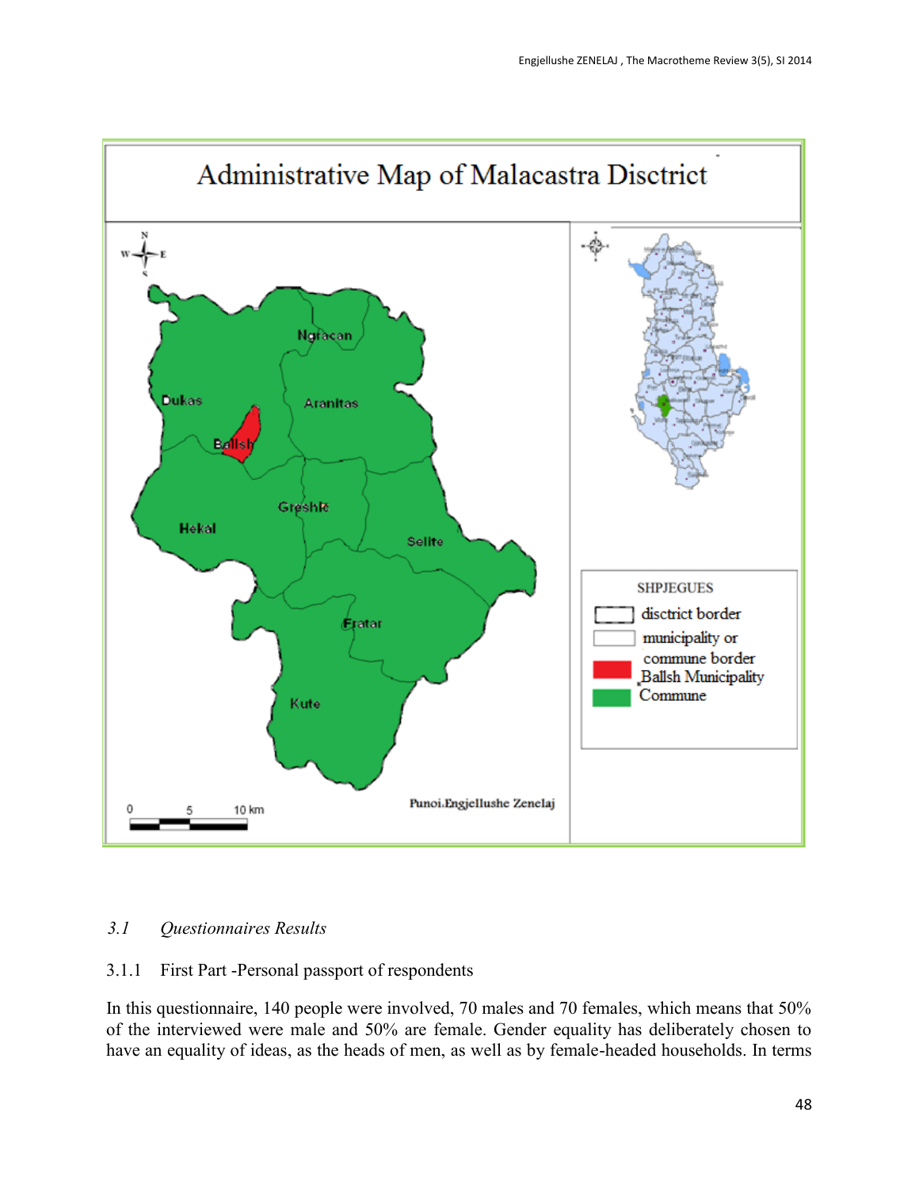### 3.1 *Questionnaires Results*

3.1.1 First Part -Personal passport of respondents

In this questionnaire, 140 people were involved, 70 males and 70 females, which means that 50% of the interviewed were male and 50% are female. Gender equality has deliberately chosen to have an equality of ideas, as the heads of men, as well as by female-headed households. In terms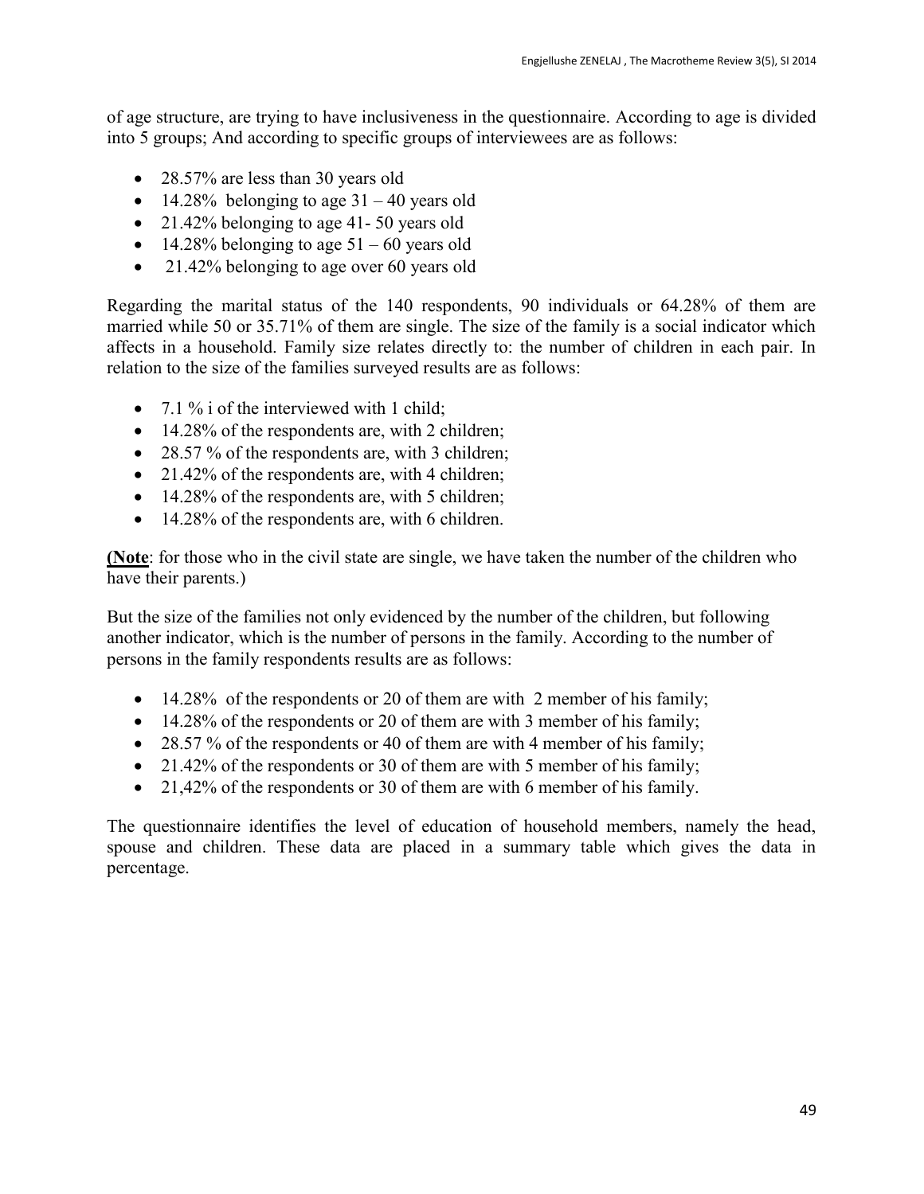of age structure, are trying to have inclusiveness in the questionnaire. According to age is divided into 5 groups; And according to specific groups of interviewees are as follows:

- 28.57% are less than 30 years old
- 14.28% belonging to age 31 – 40 years old
- 21.42% belonging to age 41- 50 years old
- 14.28% belonging to age 51 – 60 years old
- 21.42% belonging to age over 60 years old

Regarding the marital status of the 140 respondents, 90 individuals or 64.28% of them are married while 50 or 35.71% of them are single. The size of the family is a social indicator which affects in a household. Family size relates directly to: the number of children in each pair. In relation to the size of the families surveyed results are as follows:

- 7.1 % i of the interviewed with 1 child;
- 14.28% of the respondents are, with 2 children;
- 28.57 % of the respondents are, with 3 children;
- 21.42% of the respondents are, with 4 children;
- 14.28% of the respondents are, with 5 children;
- 14.28% of the respondents are, with 6 children.

**(Note**: for those who in the civil state are single, we have taken the number of the children who have their parents.)

But the size of the families not only evidenced by the number of the children, but following another indicator, which is the number of persons in the family. According to the number of persons in the family respondents results are as follows:

- 14.28% of the respondents or 20 of them are with 2 member of his family;
- 14.28% of the respondents or 20 of them are with 3 member of his family;
- 28.57 % of the respondents or 40 of them are with 4 member of his family;
- 21.42% of the respondents or 30 of them are with 5 member of his family;
- 21,42% of the respondents or 30 of them are with 6 member of his family.

The questionnaire identifies the level of education of household members, namely the head, spouse and children. These data are placed in a summary table which gives the data in percentage.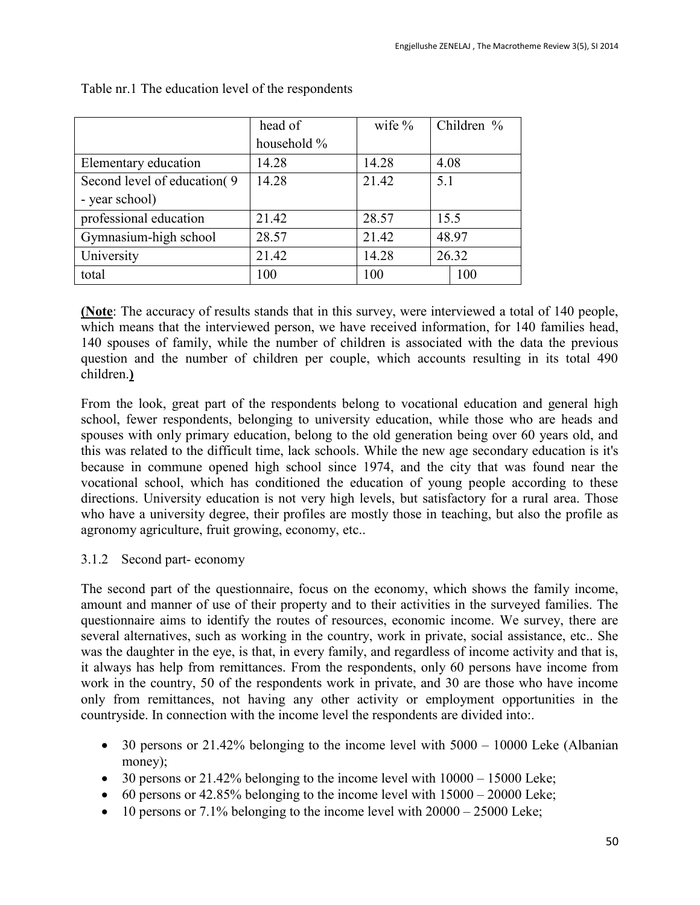Table nr.1 The education level of the respondents

| | head of household % | wife % | Children % |
|---|---|---|---|
| Elementary education | 14.28 | 14.28 | 4.08 |
| Second level of education( 9 - year school) | 14.28 | 21.42 | 5.1 |
| professional education | 21.42 | 28.57 | 15.5 |
| Gymnasium-high school | 28.57 | 21.42 | 48.97 |
| University | 21.42 | 14.28 | 26.32 |
| total | 100 | 100 | 100 |

**(Note**: The accuracy of results stands that in this survey, were interviewed a total of 140 people, which means that the interviewed person, we have received information, for 140 families head, 140 spouses of family, while the number of children is associated with the data the previous question and the number of children per couple, which accounts resulting in its total 490 children.**)**

From the look, great part of the respondents belong to vocational education and general high school, fewer respondents, belonging to university education, while those who are heads and spouses with only primary education, belong to the old generation being over 60 years old, and this was related to the difficult time, lack schools. While the new age secondary education is it's because in commune opened high school since 1974, and the city that was found near the vocational school, which has conditioned the education of young people according to these directions. University education is not very high levels, but satisfactory for a rural area. Those who have a university degree, their profiles are mostly those in teaching, but also the profile as agronomy agriculture, fruit growing, economy, etc..

### 3.1.2 Second part- economy

The second part of the questionnaire, focus on the economy, which shows the family income, amount and manner of use of their property and to their activities in the surveyed families. The questionnaire aims to identify the routes of resources, economic income. We survey, there are several alternatives, such as working in the country, work in private, social assistance, etc.. She was the daughter in the eye, is that, in every family, and regardless of income activity and that is, it always has help from remittances. From the respondents, only 60 persons have income from work in the country, 50 of the respondents work in private, and 30 are those who have income only from remittances, not having any other activity or employment opportunities in the countryside. In connection with the income level the respondents are divided into:.

- 30 persons or 21.42% belonging to the income level with 5000 – 10000 Leke (Albanian money);
- 30 persons or 21.42% belonging to the income level with 10000 – 15000 Leke;
- 60 persons or 42.85% belonging to the income level with 15000 – 20000 Leke;
- 10 persons or 7.1% belonging to the income level with 20000 – 25000 Leke;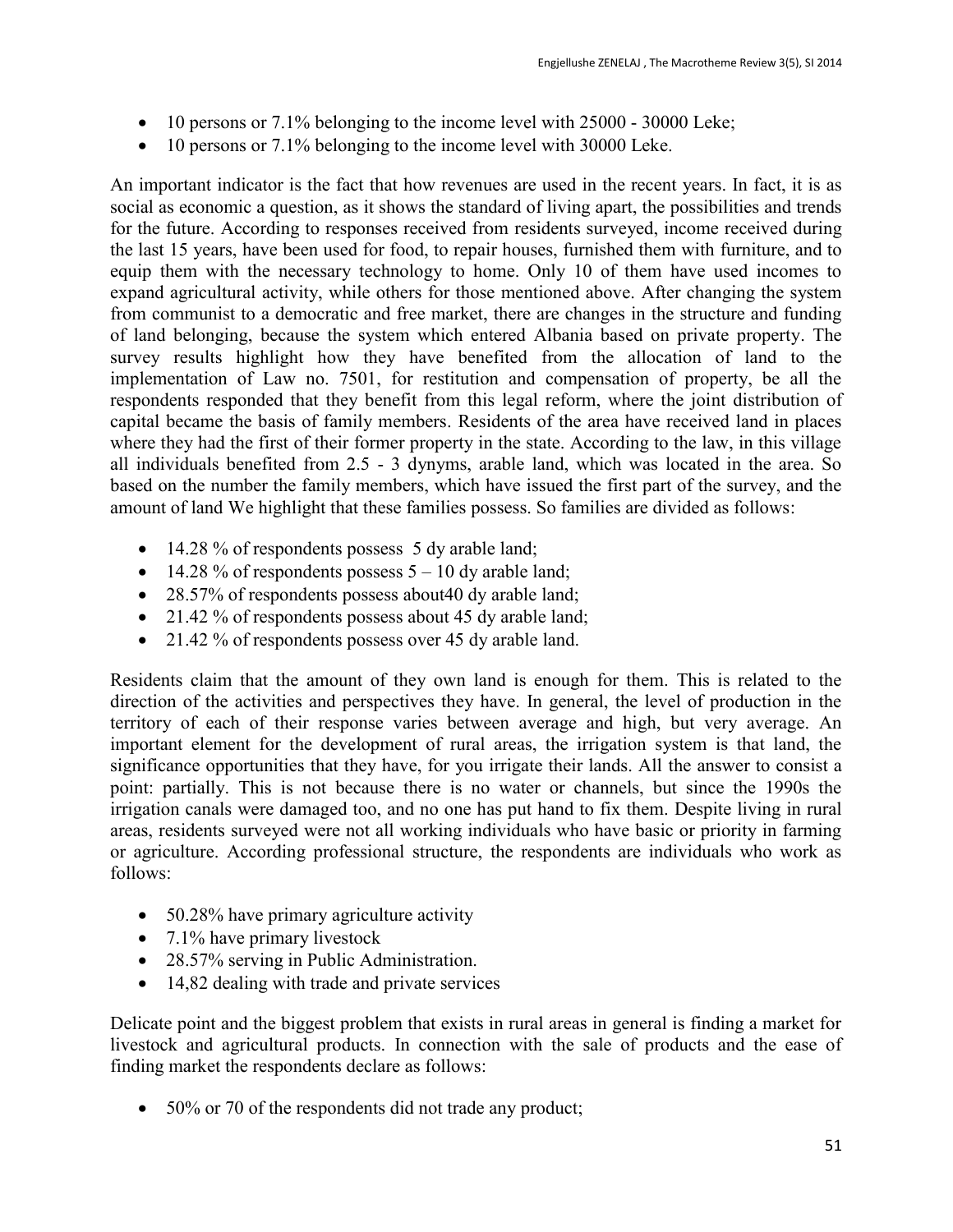- 10 persons or 7.1% belonging to the income level with 25000 - 30000 Leke;
- 10 persons or 7.1% belonging to the income level with 30000 Leke.

An important indicator is the fact that how revenues are used in the recent years. In fact, it is as social as economic a question, as it shows the standard of living apart, the possibilities and trends for the future. According to responses received from residents surveyed, income received during the last 15 years, have been used for food, to repair houses, furnished them with furniture, and to equip them with the necessary technology to home. Only 10 of them have used incomes to expand agricultural activity, while others for those mentioned above. After changing the system from communist to a democratic and free market, there are changes in the structure and funding of land belonging, because the system which entered Albania based on private property. The survey results highlight how they have benefited from the allocation of land to the implementation of Law no. 7501, for restitution and compensation of property, be all the respondents responded that they benefit from this legal reform, where the joint distribution of capital became the basis of family members. Residents of the area have received land in places where they had the first of their former property in the state. According to the law, in this village all individuals benefited from 2.5 - 3 dynyms, arable land, which was located in the area. So based on the number the family members, which have issued the first part of the survey, and the amount of land We highlight that these families possess. So families are divided as follows:

- 14.28 % of respondents possess 5 dy arable land;
- 14.28 % of respondents possess 5 – 10 dy arable land;
- 28.57% of respondents possess about40 dy arable land;
- 21.42 % of respondents possess about 45 dy arable land;
- 21.42 % of respondents possess over 45 dy arable land.

Residents claim that the amount of they own land is enough for them. This is related to the direction of the activities and perspectives they have. In general, the level of production in the territory of each of their response varies between average and high, but very average. An important element for the development of rural areas, the irrigation system is that land, the significance opportunities that they have, for you irrigate their lands. All the answer to consist a point: partially. This is not because there is no water or channels, but since the 1990s the irrigation canals were damaged too, and no one has put hand to fix them. Despite living in rural areas, residents surveyed were not all working individuals who have basic or priority in farming or agriculture. According professional structure, the respondents are individuals who work as follows:

- 50.28% have primary agriculture activity
- 7.1% have primary livestock
- 28.57% serving in Public Administration.
- 14,82 dealing with trade and private services

Delicate point and the biggest problem that exists in rural areas in general is finding a market for livestock and agricultural products. In connection with the sale of products and the ease of finding market the respondents declare as follows:

- 50% or 70 of the respondents did not trade any product;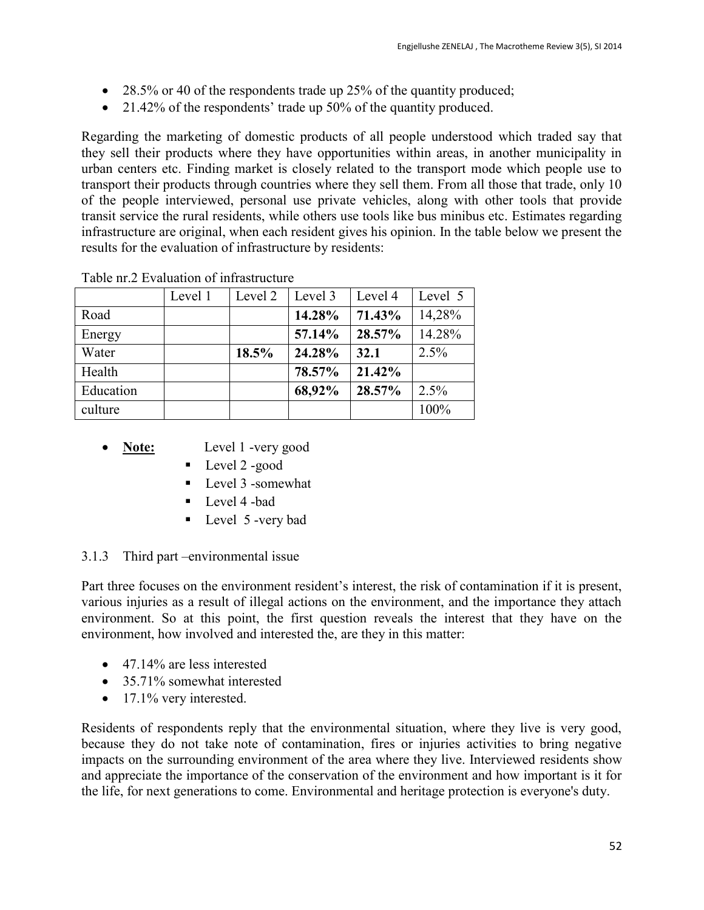- 28.5% or 40 of the respondents trade up 25% of the quantity produced;
- 21.42% of the respondents' trade up 50% of the quantity produced.

Regarding the marketing of domestic products of all people understood which traded say that they sell their products where they have opportunities within areas, in another municipality in urban centers etc. Finding market is closely related to the transport mode which people use to transport their products through countries where they sell them. From all those that trade, only 10 of the people interviewed, personal use private vehicles, along with other tools that provide transit service the rural residents, while others use tools like bus minibus etc. Estimates regarding infrastructure are original, when each resident gives his opinion. In the table below we present the results for the evaluation of infrastructure by residents:

Table nr.2 Evaluation of infrastructure

| | Level 1 | Level 2 | Level 3 | Level 4 | Level 5 |
|---|---|---|---|---|---|
| Road | | | **14.28%** | **71.43%** | 14,28% |
| Energy | | | **57.14%** | **28.57%** | 14.28% |
| Water | | **18.5%** | **24.28%** | **32.1** | 2.5% |
| Health | | | **78.57%** | **21.42%** | |
| Education | | | **68,92%** | **28.57%** | 2.5% |
| culture | | | | | 100% |

- **Note:** Level 1 -very good
  - Level 2 -good
  - Level 3 -somewhat
  - Level 4 -bad
  - Level 5 -very bad

### 3.1.3 Third part –environmental issue

Part three focuses on the environment resident's interest, the risk of contamination if it is present, various injuries as a result of illegal actions on the environment, and the importance they attach environment. So at this point, the first question reveals the interest that they have on the environment, how involved and interested the, are they in this matter:

- 47.14% are less interested
- 35.71% somewhat interested
- 17.1% very interested.

Residents of respondents reply that the environmental situation, where they live is very good, because they do not take note of contamination, fires or injuries activities to bring negative impacts on the surrounding environment of the area where they live. Interviewed residents show and appreciate the importance of the conservation of the environment and how important is it for the life, for next generations to come. Environmental and heritage protection is everyone's duty.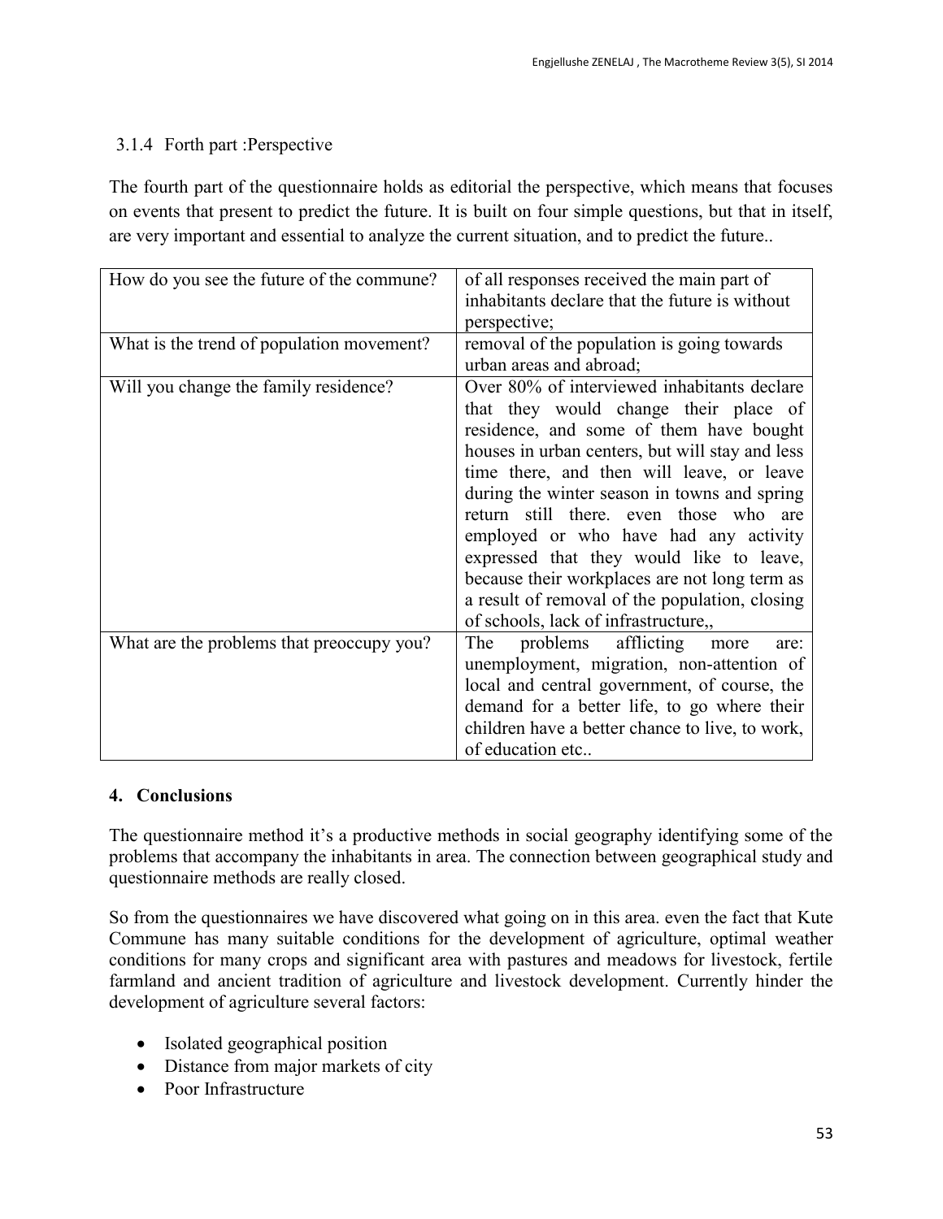### 3.1.4 Forth part :Perspective

The fourth part of the questionnaire holds as editorial the perspective, which means that focuses on events that present to predict the future. It is built on four simple questions, but that in itself, are very important and essential to analyze the current situation, and to predict the future..

| | |
|---|---|
| How do you see the future of the commune? | of all responses received the main part of inhabitants declare that the future is without perspective; |
| What is the trend of population movement? | removal of the population is going towards urban areas and abroad; |
| Will you change the family residence? | Over 80% of interviewed inhabitants declare that they would change their place of residence, and some of them have bought houses in urban centers, but will stay and less time there, and then will leave, or leave during the winter season in towns and spring return still there. even those who are employed or who have had any activity expressed that they would like to leave, because their workplaces are not long term as a result of removal of the population, closing of schools, lack of infrastructure,, |
| What are the problems that preoccupy you? | The problems afflicting more are: unemployment, migration, non-attention of local and central government, of course, the demand for a better life, to go where their children have a better chance to live, to work, of education etc.. |

## 4. Conclusions

The questionnaire method it's a productive methods in social geography identifying some of the problems that accompany the inhabitants in area. The connection between geographical study and questionnaire methods are really closed.

So from the questionnaires we have discovered what going on in this area. even the fact that Kute Commune has many suitable conditions for the development of agriculture, optimal weather conditions for many crops and significant area with pastures and meadows for livestock, fertile farmland and ancient tradition of agriculture and livestock development. Currently hinder the development of agriculture several factors:

- Isolated geographical position
- Distance from major markets of city
- Poor Infrastructure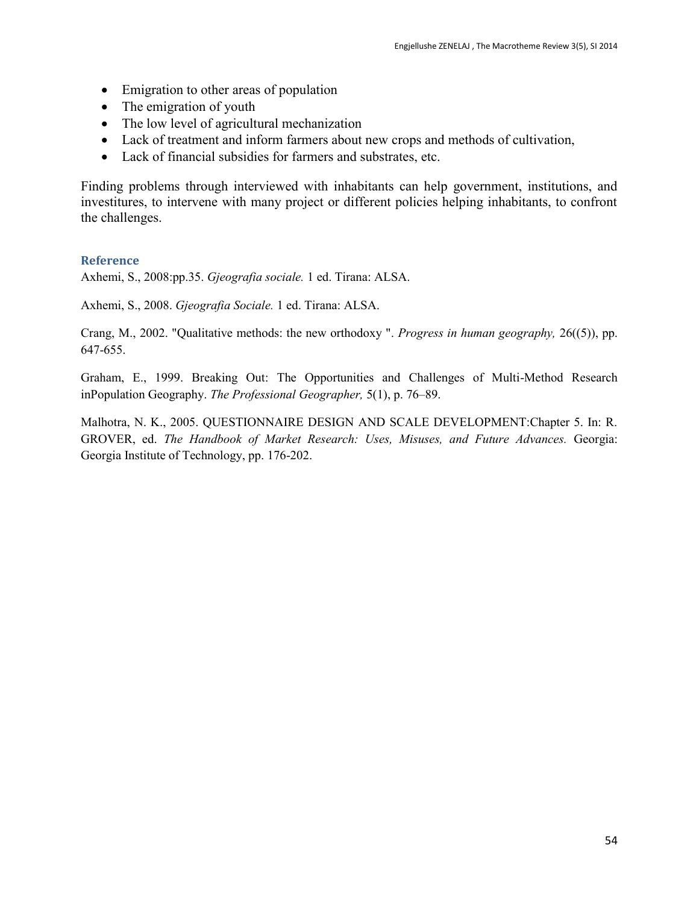- Emigration to other areas of population
- The emigration of youth
- The low level of agricultural mechanization
- Lack of treatment and inform farmers about new crops and methods of cultivation,
- Lack of financial subsidies for farmers and substrates, etc.

Finding problems through interviewed with inhabitants can help government, institutions, and investitures, to intervene with many project or different policies helping inhabitants, to confront the challenges.

## Reference

Axhemi, S., 2008:pp.35. *Gjeografia sociale.* 1 ed. Tirana: ALSA.

Axhemi, S., 2008. *Gjeografia Sociale.* 1 ed. Tirana: ALSA.

Crang, M., 2002. "Qualitative methods: the new orthodoxy ". *Progress in human geography,* 26((5)), pp. 647-655.

Graham, E., 1999. Breaking Out: The Opportunities and Challenges of Multi-Method Research inPopulation Geography. *The Professional Geographer,* 5(1), p. 76–89.

Malhotra, N. K., 2005. QUESTIONNAIRE DESIGN AND SCALE DEVELOPMENT:Chapter 5. In: R. GROVER, ed. *The Handbook of Market Research: Uses, Misuses, and Future Advances.* Georgia: Georgia Institute of Technology, pp. 176-202.